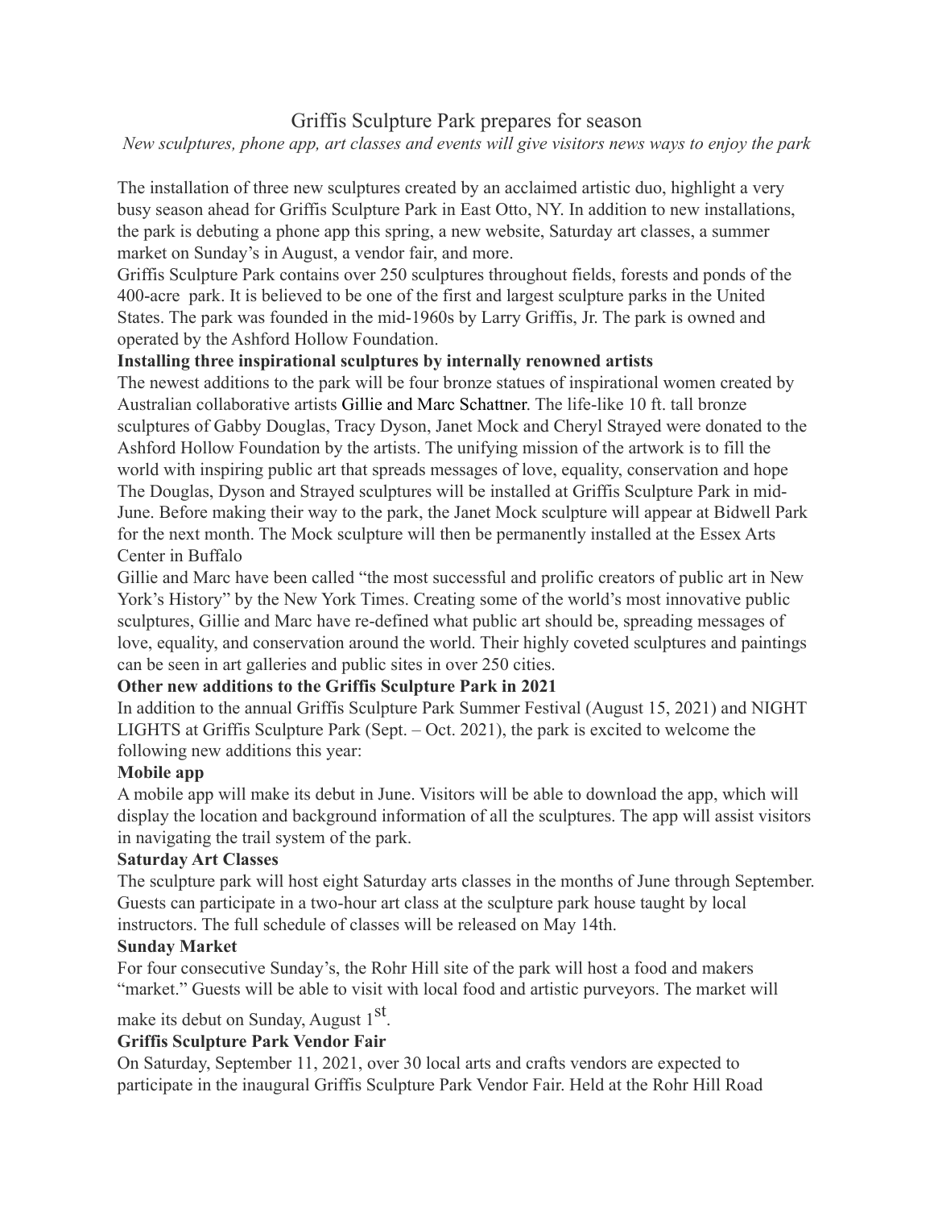# Griffis Sculpture Park prepares for season

*New sculptures, phone app, art classes and events will give visitors news ways to enjoy the park*

The installation of three new sculptures created by an acclaimed artistic duo, highlight a very busy season ahead for Griffis Sculpture Park in East Otto, NY. In addition to new installations, the park is debuting a phone app this spring, a new website, Saturday art classes, a summer market on Sunday's in August, a vendor fair, and more.

Griffis Sculpture Park contains over 250 sculptures throughout fields, forests and ponds of the 400-acre park. It is believed to be one of the first and largest sculpture parks in the United States. The park was founded in the mid-1960s by Larry Griffis, Jr. The park is owned and operated by the Ashford Hollow Foundation.

**Installing three inspirational sculptures by internally renowned artists**

The newest additions to the park will be four bronze statues of inspirational women created by Australian collaborative artists Gillie and Marc Schattner. The life-like 10 ft. tall bronze sculptures of Gabby Douglas, Tracy Dyson, Janet Mock and Cheryl Strayed were donated to the Ashford Hollow Foundation by the artists. The unifying mission of the artwork is to fill the world with inspiring public art that spreads messages of love, equality, conservation and hope The Douglas, Dyson and Strayed sculptures will be installed at Griffis Sculpture Park in mid-June. Before making their way to the park, the Janet Mock sculpture will appear at Bidwell Park for the next month. The Mock sculpture will then be permanently installed at the Essex Arts Center in Buffalo

Gillie and Marc have been called "the most successful and prolific creators of public art in New York's History" by the New York Times. Creating some of the world's most innovative public sculptures, Gillie and Marc have re-defined what public art should be, spreading messages of love, equality, and conservation around the world. Their highly coveted sculptures and paintings can be seen in art galleries and public sites in over 250 cities.

**Other new additions to the Griffis Sculpture Park in 2021**

In addition to the annual Griffis Sculpture Park Summer Festival (August 15, 2021) and NIGHT LIGHTS at Griffis Sculpture Park (Sept. – Oct. 2021), the park is excited to welcome the following new additions this year:

**Mobile app**

A mobile app will make its debut in June. Visitors will be able to download the app, which will display the location and background information of all the sculptures. The app will assist visitors in navigating the trail system of the park.

**Saturday Art Classes**

The sculpture park will host eight Saturday arts classes in the months of June through September. Guests can participate in a two-hour art class at the sculpture park house taught by local instructors. The full schedule of classes will be released on May 14th.

**Sunday Market**

For four consecutive Sunday's, the Rohr Hill site of the park will host a food and makers "market." Guests will be able to visit with local food and artistic purveyors. The market will make its debut on Sunday, August 1st.

**Griffis Sculpture Park Vendor Fair**

On Saturday, September 11, 2021, over 30 local arts and crafts vendors are expected to participate in the inaugural Griffis Sculpture Park Vendor Fair. Held at the Rohr Hill Road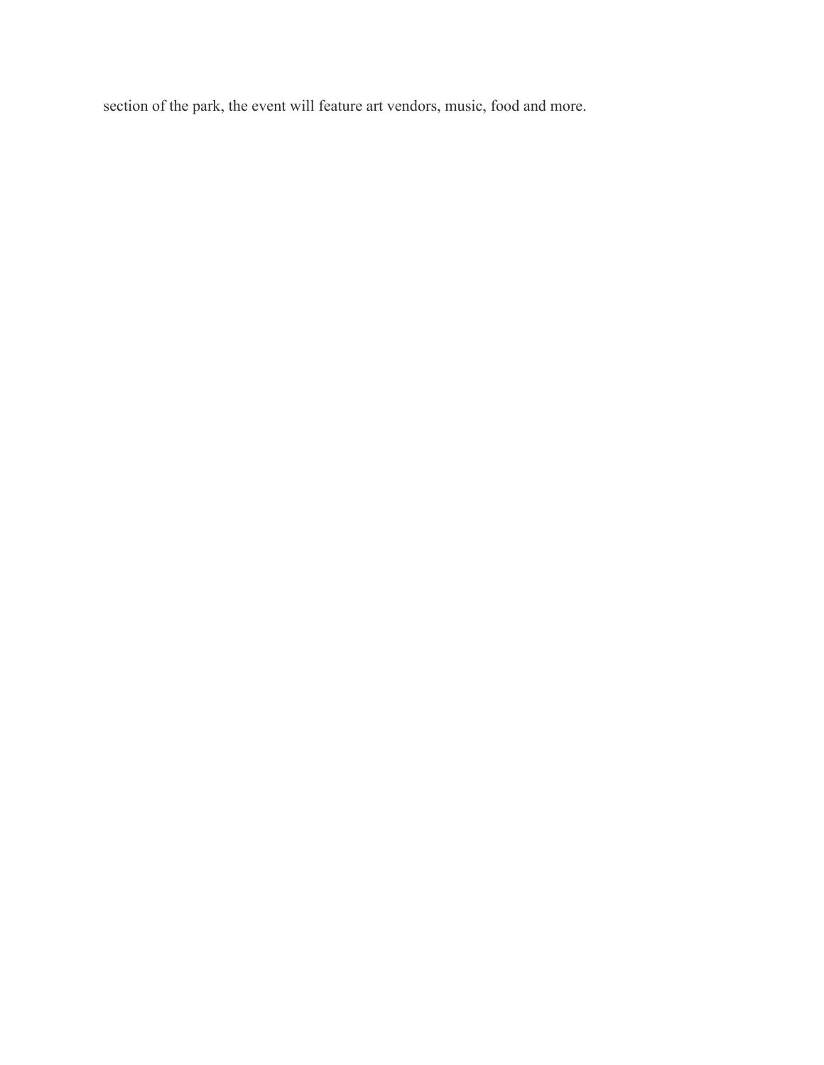section of the park, the event will feature art vendors, music, food and more.